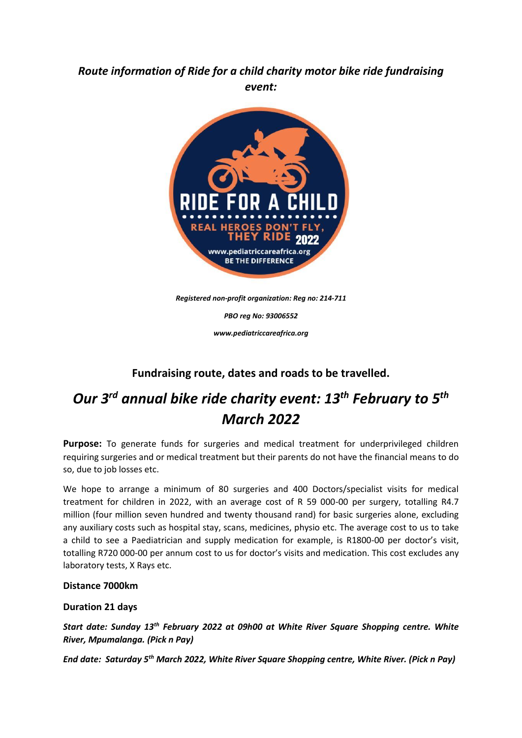*Route information of Ride for a child charity motor bike ride fundraising event:*

***Registered non-profit organization: Reg no: 214-711***

***PBO reg No: 93006552***

***www.pediatriccareafrica.org***

## Fundraising route, dates and roads to be travelled.

# *Our 3rd annual bike ride charity event: 13th February to 5th March 2022*

**Purpose:** To generate funds for surgeries and medical treatment for underprivileged children requiring surgeries and or medical treatment but their parents do not have the financial means to do so, due to job losses etc.

We hope to arrange a minimum of 80 surgeries and 400 Doctors/specialist visits for medical treatment for children in 2022, with an average cost of R 59 000-00 per surgery, totalling R4.7 million (four million seven hundred and twenty thousand rand) for basic surgeries alone, excluding any auxiliary costs such as hospital stay, scans, medicines, physio etc. The average cost to us to take a child to see a Paediatrician and supply medication for example, is R1800-00 per doctor's visit, totalling R720 000-00 per annum cost to us for doctor's visits and medication. This cost excludes any laboratory tests, X Rays etc.

**Distance 7000km**

**Duration 21 days**

***Start date: Sunday 13th February 2022 at 09h00 at White River Square Shopping centre. White River, Mpumalanga. (Pick n Pay)***

***End date: Saturday 5th March 2022, White River Square Shopping centre, White River. (Pick n Pay)***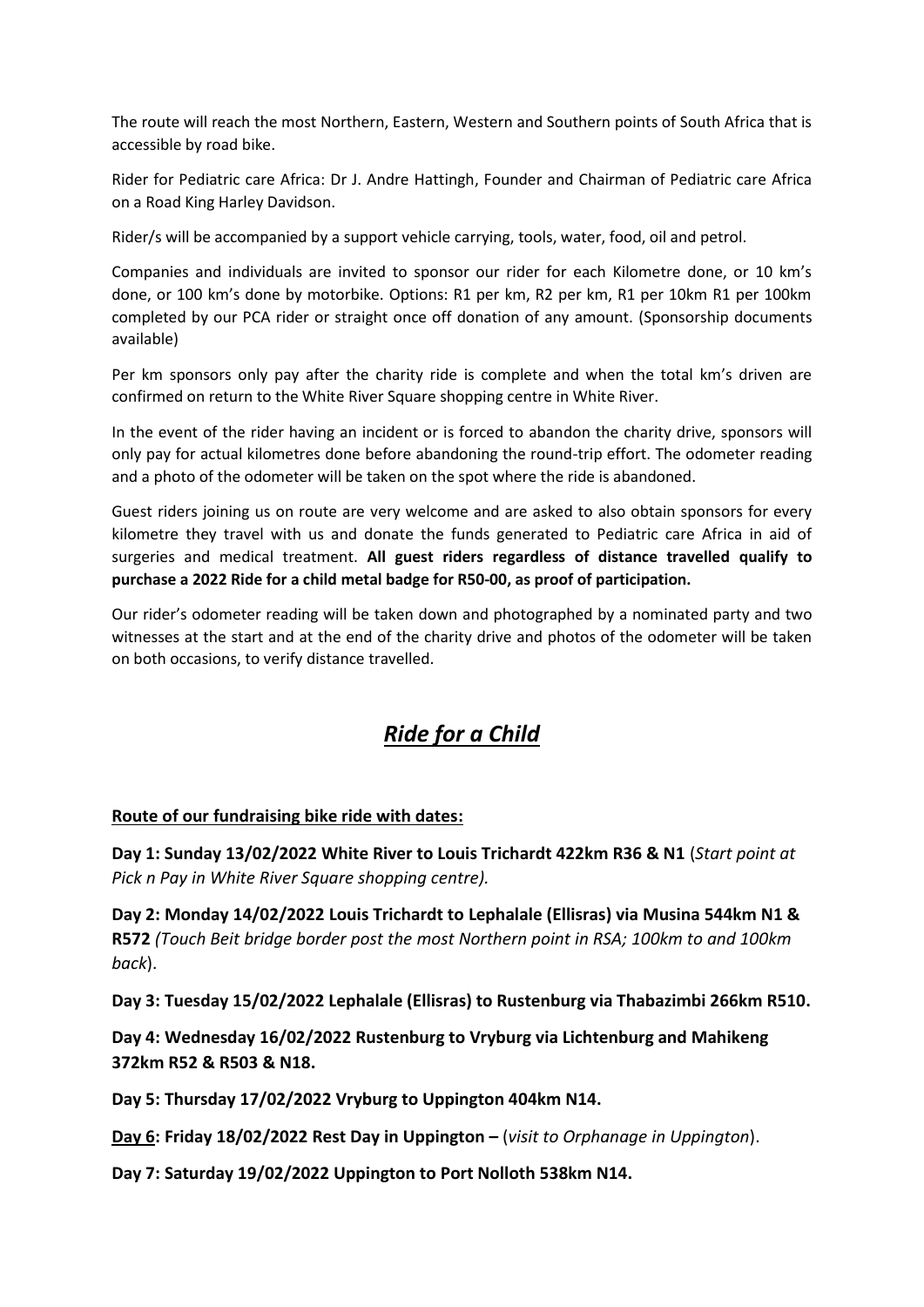The route will reach the most Northern, Eastern, Western and Southern points of South Africa that is accessible by road bike.

Rider for Pediatric care Africa: Dr J. Andre Hattingh, Founder and Chairman of Pediatric care Africa on a Road King Harley Davidson.

Rider/s will be accompanied by a support vehicle carrying, tools, water, food, oil and petrol.

Companies and individuals are invited to sponsor our rider for each Kilometre done, or 10 km's done, or 100 km's done by motorbike. Options: R1 per km, R2 per km, R1 per 10km R1 per 100km completed by our PCA rider or straight once off donation of any amount. (Sponsorship documents available)

Per km sponsors only pay after the charity ride is complete and when the total km's driven are confirmed on return to the White River Square shopping centre in White River.

In the event of the rider having an incident or is forced to abandon the charity drive, sponsors will only pay for actual kilometres done before abandoning the round-trip effort. The odometer reading and a photo of the odometer will be taken on the spot where the ride is abandoned.

Guest riders joining us on route are very welcome and are asked to also obtain sponsors for every kilometre they travel with us and donate the funds generated to Pediatric care Africa in aid of surgeries and medical treatment. **All guest riders regardless of distance travelled qualify to purchase a 2022 Ride for a child metal badge for R50-00, as proof of participation.**

Our rider's odometer reading will be taken down and photographed by a nominated party and two witnesses at the start and at the end of the charity drive and photos of the odometer will be taken on both occasions, to verify distance travelled.

# ***Ride for a Child***

**Route of our fundraising bike ride with dates:**

**Day 1: Sunday 13/02/2022 White River to Louis Trichardt 422km R36 & N1** (*Start point at Pick n Pay in White River Square shopping centre).*

**Day 2: Monday 14/02/2022 Louis Trichardt to Lephalale (Ellisras) via Musina 544km N1 & R572** *(Touch Beit bridge border post the most Northern point in RSA; 100km to and 100km back*).

**Day 3: Tuesday 15/02/2022 Lephalale (Ellisras) to Rustenburg via Thabazimbi 266km R510.**

**Day 4: Wednesday 16/02/2022 Rustenburg to Vryburg via Lichtenburg and Mahikeng 372km R52 & R503 & N18.**

**Day 5: Thursday 17/02/2022 Vryburg to Uppington 404km N14.**

**Day 6: Friday 18/02/2022 Rest Day in Uppington –** (*visit to Orphanage in Uppington*).

**Day 7: Saturday 19/02/2022 Uppington to Port Nolloth 538km N14.**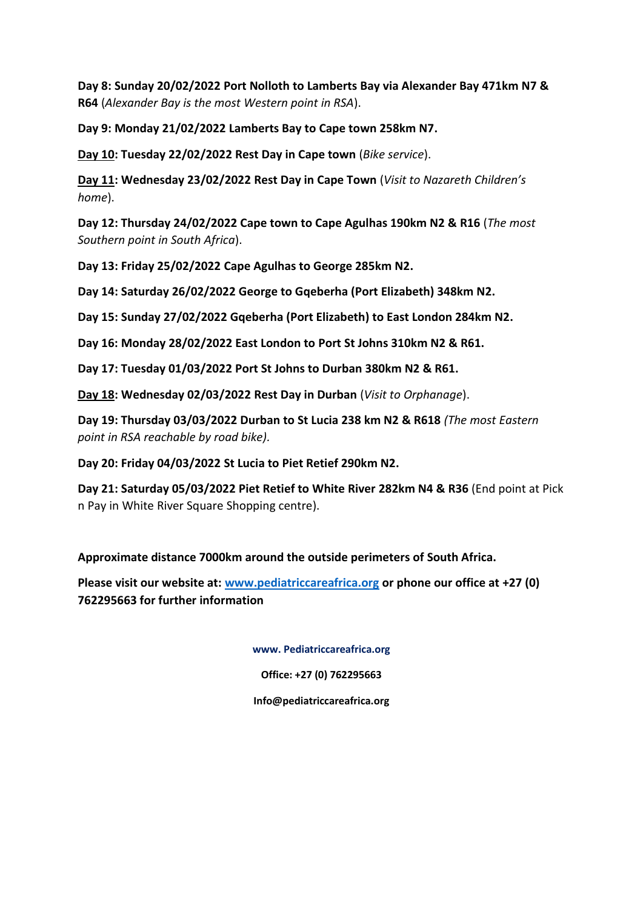**Day 8: Sunday 20/02/2022 Port Nolloth to Lamberts Bay via Alexander Bay 471km N7 & R64** (*Alexander Bay is the most Western point in RSA*).

**Day 9: Monday 21/02/2022 Lamberts Bay to Cape town 258km N7.**

**<u>Day 10</u>: Tuesday 22/02/2022 Rest Day in Cape town** (*Bike service*).

**<u>Day 11</u>: Wednesday 23/02/2022 Rest Day in Cape Town** (*Visit to Nazareth Children's home*).

**Day 12: Thursday 24/02/2022 Cape town to Cape Agulhas 190km N2 & R16** (*The most Southern point in South Africa*).

**Day 13: Friday 25/02/2022 Cape Agulhas to George 285km N2.**

**Day 14: Saturday 26/02/2022 George to Gqeberha (Port Elizabeth) 348km N2.**

**Day 15: Sunday 27/02/2022 Gqeberha (Port Elizabeth) to East London 284km N2.**

**Day 16: Monday 28/02/2022 East London to Port St Johns 310km N2 & R61.**

**Day 17: Tuesday 01/03/2022 Port St Johns to Durban 380km N2 & R61.**

**<u>Day 18</u>: Wednesday 02/03/2022 Rest Day in Durban** (*Visit to Orphanage*).

**Day 19: Thursday 03/03/2022 Durban to St Lucia 238 km N2 & R618** *(The most Eastern point in RSA reachable by road bike).*

**Day 20: Friday 04/03/2022 St Lucia to Piet Retief 290km N2.**

**Day 21: Saturday 05/03/2022 Piet Retief to White River 282km N4 & R36** (End point at Pick n Pay in White River Square Shopping centre).

**Approximate distance 7000km around the outside perimeters of South Africa.**

**Please visit our website at: [www.pediatriccareafrica.org](http://www.pediatriccareafrica.org) or phone our office at +27 (0) 762295663 for further information**

**www. Pediatriccareafrica.org**

**Office: +27 (0) 762295663**

**Info@pediatriccareafrica.org**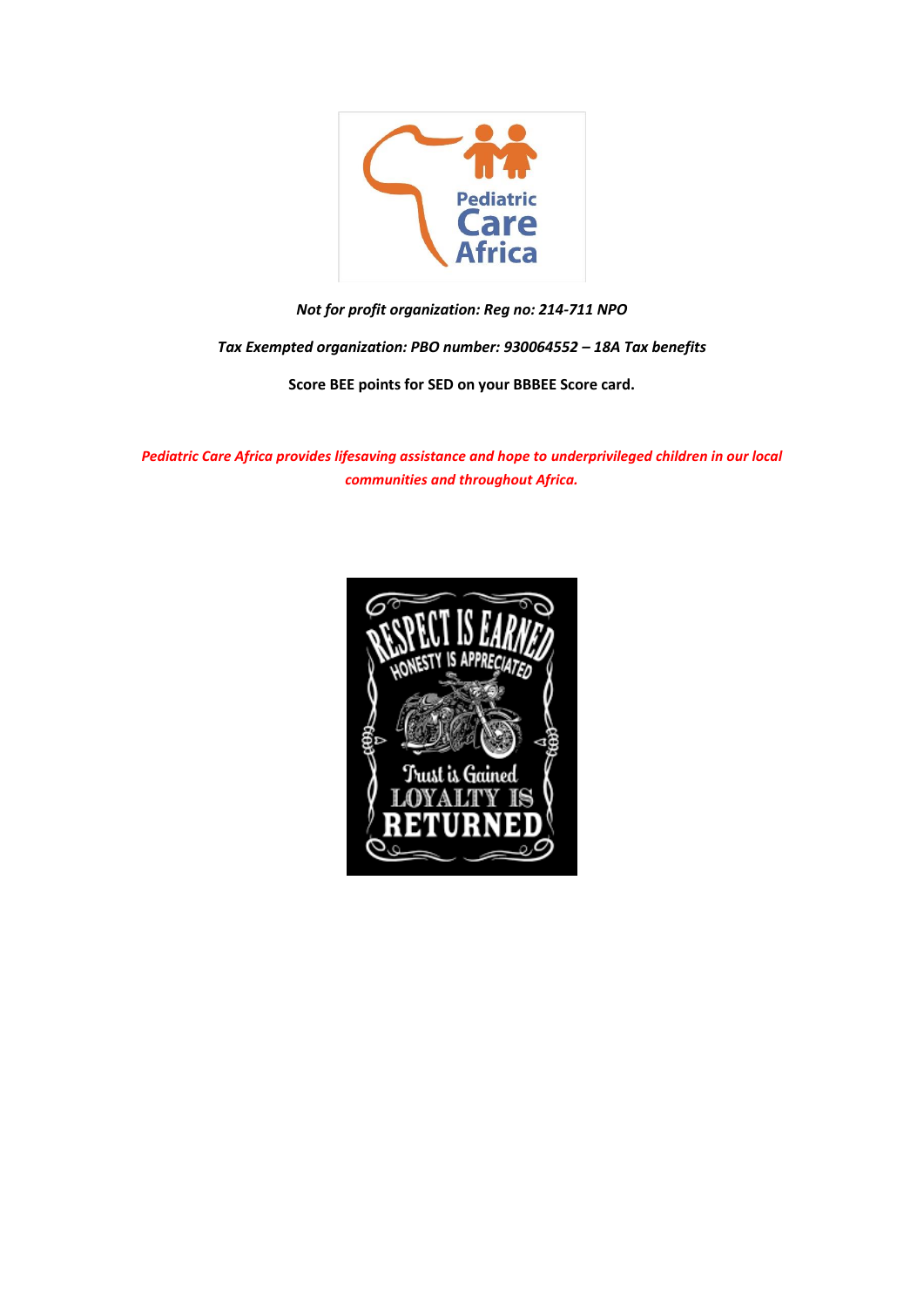*Not for profit organization: Reg no: 214-711 NPO*

*Tax Exempted organization: PBO number: 930064552 – 18A Tax benefits*

**Score BEE points for SED on your BBBEE Score card.**

***Pediatric Care Africa provides lifesaving assistance and hope to underprivileged children in our local communities and throughout Africa.***